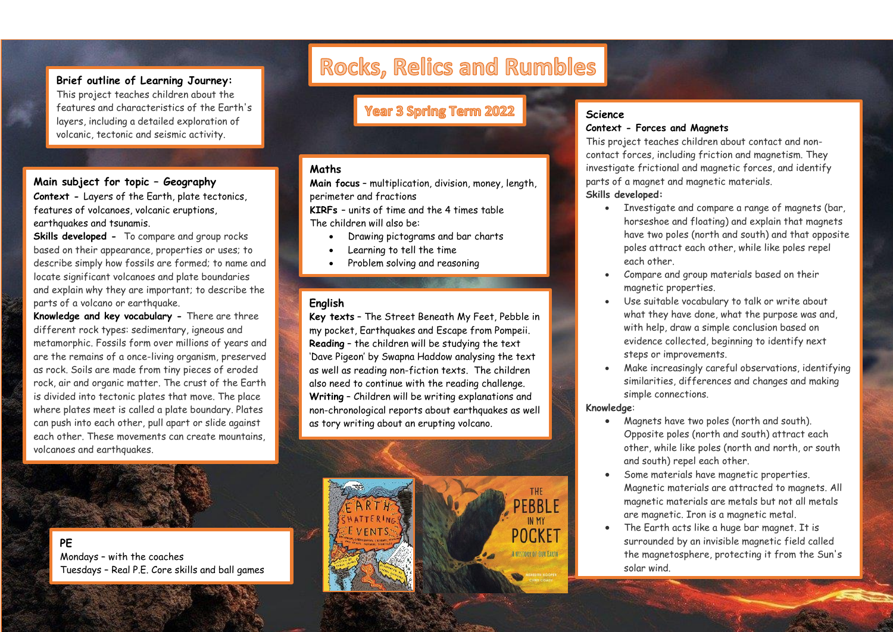# Rocks, Relics and Rumbles

## Year 3 Spring Term 2022

**Brief outline of Learning Journey:**
This project teaches children about the features and characteristics of the Earth's layers, including a detailed exploration of volcanic, tectonic and seismic activity.

### Main subject for topic – Geography

***Context*** **-** Layers of the Earth, plate tectonics, features of volcanoes, volcanic eruptions, earthquakes and tsunamis.

**Skills developed -** To compare and group rocks based on their appearance, properties or uses; to describe simply how fossils are formed; to name and locate significant volcanoes and plate boundaries and explain why they are important; to describe the parts of a volcano or earthquake.

**Knowledge and key vocabulary -** There are three different rock types: sedimentary, igneous and metamorphic. Fossils form over millions of years and are the remains of a once-living organism, preserved as rock. Soils are made from tiny pieces of eroded rock, air and organic matter. The crust of the Earth is divided into tectonic plates that move. The place where plates meet is called a plate boundary. Plates can push into each other, pull apart or slide against each other. These movements can create mountains, volcanoes and earthquakes.

### Maths

**Main focus** – multiplication, division, money, length, perimeter and fractions

**KIRFs** – units of time and the 4 times table

The children will also be:

- Drawing pictograms and bar charts
- Learning to tell the time
- Problem solving and reasoning

### English

**Key texts** – The Street Beneath My Feet, Pebble in my pocket, Earthquakes and Escape from Pompeii.

**Reading** – the children will be studying the text 'Dave Pigeon' by Swapna Haddow analysing the text as well as reading non-fiction texts. The children also need to continue with the reading challenge.

**Writing** – Children will be writing explanations and non-chronological reports about earthquakes as well as tory writing about an erupting volcano.

### Science

***Context*** **- Forces and Magnets**

This project teaches children about contact and non-contact forces, including friction and magnetism. They investigate frictional and magnetic forces, and identify parts of a magnet and magnetic materials.

**Skills developed:**

- Investigate and compare a range of magnets (bar, horseshoe and floating) and explain that magnets have two poles (north and south) and that opposite poles attract each other, while like poles repel each other.
- Compare and group materials based on their magnetic properties.
- Use suitable vocabulary to talk or write about what they have done, what the purpose was and, with help, draw a simple conclusion based on evidence collected, beginning to identify next steps or improvements.
- Make increasingly careful observations, identifying similarities, differences and changes and making simple connections.

**Knowledge:**

- Magnets have two poles (north and south). Opposite poles (north and south) attract each other, while like poles (north and north, or south and south) repel each other.
- Some materials have magnetic properties. Magnetic materials are attracted to magnets. All magnetic materials are metals but not all metals are magnetic. Iron is a magnetic metal.
- The Earth acts like a huge bar magnet. It is surrounded by an invisible magnetic field called the magnetosphere, protecting it from the Sun's solar wind.

### PE

Mondays – with the coaches
Tuesdays – Real P.E. Core skills and ball games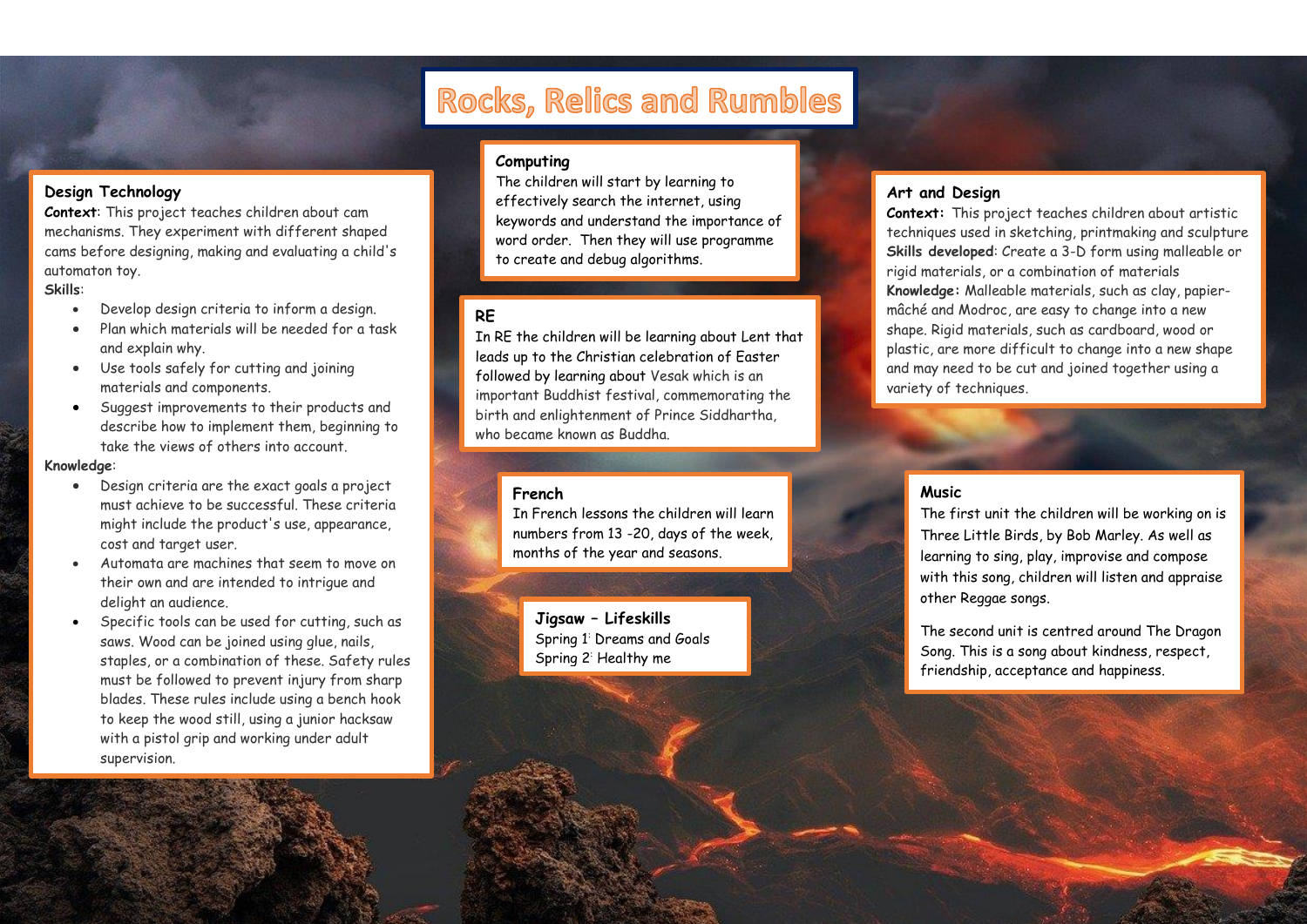# Rocks, Relics and Rumbles

## Design Technology

**Context**: This project teaches children about cam mechanisms. They experiment with different shaped cams before designing, making and evaluating a child's automaton toy.

**Skills**:

- Develop design criteria to inform a design.
- Plan which materials will be needed for a task and explain why.
- Use tools safely for cutting and joining materials and components.
- Suggest improvements to their products and describe how to implement them, beginning to take the views of others into account.

**Knowledge**:

- Design criteria are the exact goals a project must achieve to be successful. These criteria might include the product's use, appearance, cost and target user.
- Automata are machines that seem to move on their own and are intended to intrigue and delight an audience.
- Specific tools can be used for cutting, such as saws. Wood can be joined using glue, nails, staples, or a combination of these. Safety rules must be followed to prevent injury from sharp blades. These rules include using a bench hook to keep the wood still, using a junior hacksaw with a pistol grip and working under adult supervision.

## Computing

The children will start by learning to effectively search the internet, using keywords and understand the importance of word order. Then they will use programme to create and debug algorithms.

## RE

In RE the children will be learning about Lent that leads up to the Christian celebration of Easter followed by learning about Vesak which is an important Buddhist festival, commemorating the birth and enlightenment of Prince Siddhartha, who became known as Buddha.

## French

In French lessons the children will learn numbers from 13 -20, days of the week, months of the year and seasons.

## Jigsaw – Lifeskills

Spring 1: Dreams and Goals
Spring 2: Healthy me

## Art and Design

**Context:** This project teaches children about artistic techniques used in sketching, printmaking and sculpture

**Skills developed**: Create a 3-D form using malleable or rigid materials, or a combination of materials

**Knowledge:** Malleable materials, such as clay, papier-mâché and Modroc, are easy to change into a new shape. Rigid materials, such as cardboard, wood or plastic, are more difficult to change into a new shape and may need to be cut and joined together using a variety of techniques.

## Music

The first unit the children will be working on is Three Little Birds, by Bob Marley. As well as learning to sing, play, improvise and compose with this song, children will listen and appraise other Reggae songs.

The second unit is centred around The Dragon Song. This is a song about kindness, respect, friendship, acceptance and happiness.